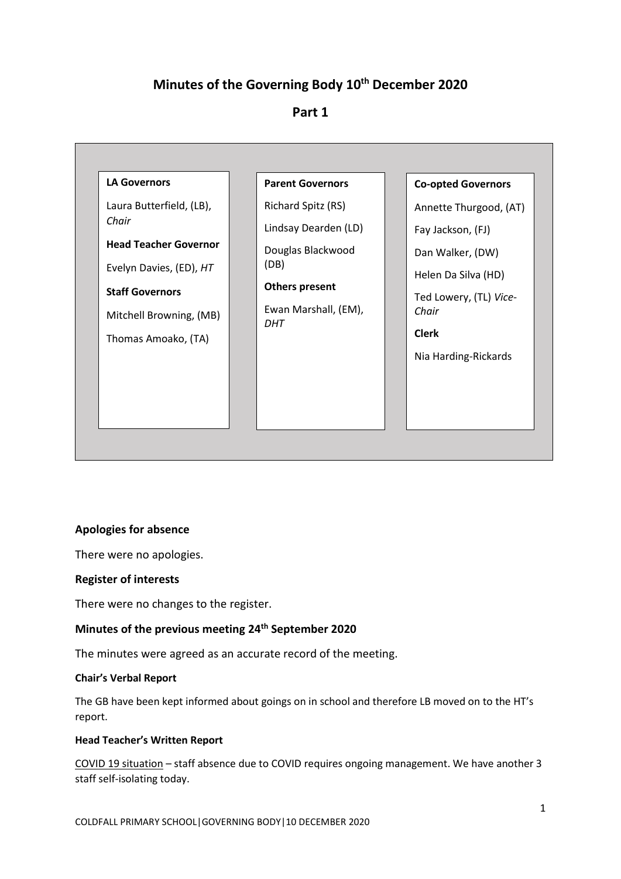# Minutes of the Governing Body 10[th] December 2020

## Part 1

**LA Governors**

Laura Butterfield, (LB), *Chair*

**Head Teacher Governor**

Evelyn Davies, (ED), *HT*

**Staff Governors**

Mitchell Browning, (MB)

Thomas Amoako, (TA)

**Parent Governors**

Richard Spitz (RS)

Lindsay Dearden (LD)

Douglas Blackwood (DB)

**Others present**

Ewan Marshall, (EM), *DHT*

**Co-opted Governors**

Annette Thurgood, (AT)

Fay Jackson, (FJ)

Dan Walker, (DW)

Helen Da Silva (HD)

Ted Lowery, (TL) *Vice-Chair*

**Clerk**

Nia Harding-Rickards

### Apologies for absence

There were no apologies.

### Register of interests

There were no changes to the register.

### Minutes of the previous meeting 24[th] September 2020

The minutes were agreed as an accurate record of the meeting.

#### Chair's Verbal Report

The GB have been kept informed about goings on in school and therefore LB moved on to the HT's report.

#### Head Teacher's Written Report

COVID 19 situation – staff absence due to COVID requires ongoing management. We have another 3 staff self-isolating today.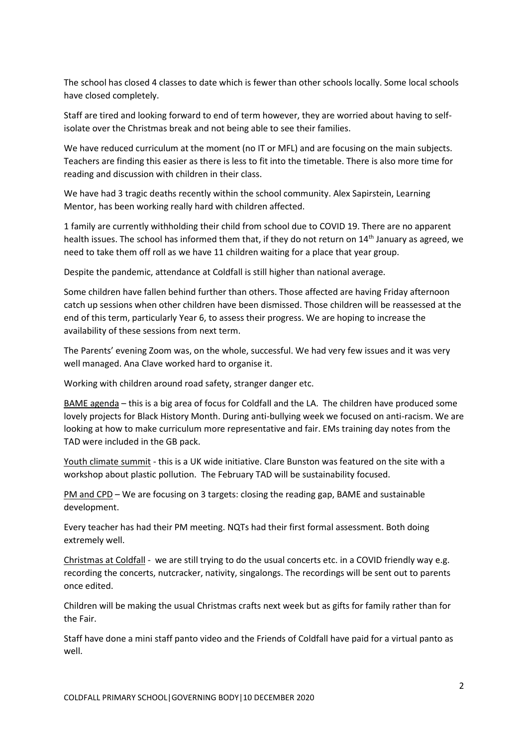The school has closed 4 classes to date which is fewer than other schools locally. Some local schools have closed completely.

Staff are tired and looking forward to end of term however, they are worried about having to self-isolate over the Christmas break and not being able to see their families.

We have reduced curriculum at the moment (no IT or MFL) and are focusing on the main subjects. Teachers are finding this easier as there is less to fit into the timetable. There is also more time for reading and discussion with children in their class.

We have had 3 tragic deaths recently within the school community. Alex Sapirstein, Learning Mentor, has been working really hard with children affected.

1 family are currently withholding their child from school due to COVID 19. There are no apparent health issues. The school has informed them that, if they do not return on 14th January as agreed, we need to take them off roll as we have 11 children waiting for a place that year group.

Despite the pandemic, attendance at Coldfall is still higher than national average.

Some children have fallen behind further than others. Those affected are having Friday afternoon catch up sessions when other children have been dismissed. Those children will be reassessed at the end of this term, particularly Year 6, to assess their progress. We are hoping to increase the availability of these sessions from next term.

The Parents' evening Zoom was, on the whole, successful. We had very few issues and it was very well managed. Ana Clave worked hard to organise it.

Working with children around road safety, stranger danger etc.

<u>BAME agenda</u> – this is a big area of focus for Coldfall and the LA. The children have produced some lovely projects for Black History Month. During anti-bullying week we focused on anti-racism. We are looking at how to make curriculum more representative and fair. EMs training day notes from the TAD were included in the GB pack.

<u>Youth climate summit</u> - this is a UK wide initiative. Clare Bunston was featured on the site with a workshop about plastic pollution. The February TAD will be sustainability focused.

<u>PM and CPD</u> – We are focusing on 3 targets: closing the reading gap, BAME and sustainable development.

Every teacher has had their PM meeting. NQTs had their first formal assessment. Both doing extremely well.

<u>Christmas at Coldfall</u> - we are still trying to do the usual concerts etc. in a COVID friendly way e.g. recording the concerts, nutcracker, nativity, singalongs. The recordings will be sent out to parents once edited.

Children will be making the usual Christmas crafts next week but as gifts for family rather than for the Fair.

Staff have done a mini staff panto video and the Friends of Coldfall have paid for a virtual panto as well.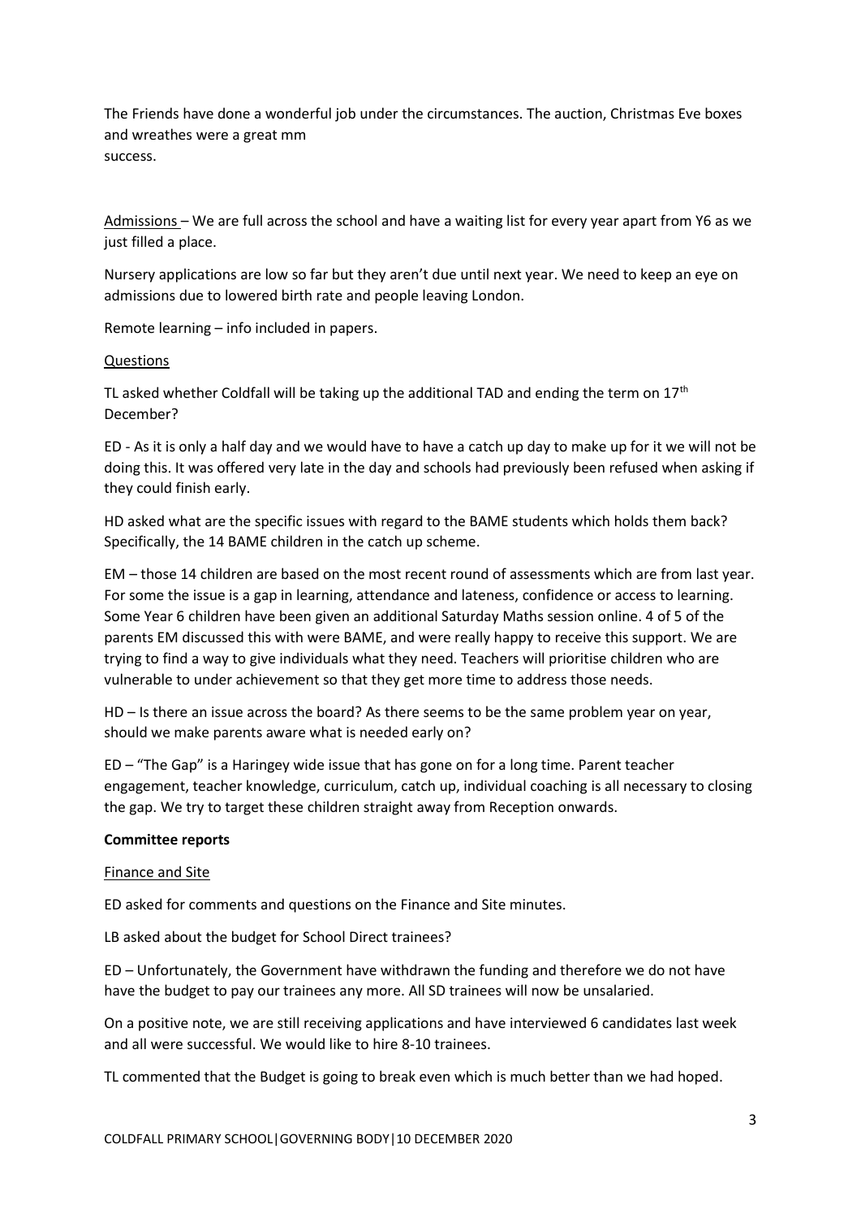The Friends have done a wonderful job under the circumstances. The auction, Christmas Eve boxes and wreathes were a great mm
success.

Admissions – We are full across the school and have a waiting list for every year apart from Y6 as we just filled a place.

Nursery applications are low so far but they aren't due until next year. We need to keep an eye on admissions due to lowered birth rate and people leaving London.

Remote learning – info included in papers.

Questions

TL asked whether Coldfall will be taking up the additional TAD and ending the term on 17th December?

ED - As it is only a half day and we would have to have a catch up day to make up for it we will not be doing this. It was offered very late in the day and schools had previously been refused when asking if they could finish early.

HD asked what are the specific issues with regard to the BAME students which holds them back? Specifically, the 14 BAME children in the catch up scheme.

EM – those 14 children are based on the most recent round of assessments which are from last year. For some the issue is a gap in learning, attendance and lateness, confidence or access to learning. Some Year 6 children have been given an additional Saturday Maths session online. 4 of 5 of the parents EM discussed this with were BAME, and were really happy to receive this support. We are trying to find a way to give individuals what they need. Teachers will prioritise children who are vulnerable to under achievement so that they get more time to address those needs.

HD – Is there an issue across the board? As there seems to be the same problem year on year, should we make parents aware what is needed early on?

ED – "The Gap" is a Haringey wide issue that has gone on for a long time. Parent teacher engagement, teacher knowledge, curriculum, catch up, individual coaching is all necessary to closing the gap. We try to target these children straight away from Reception onwards.

**Committee reports**

Finance and Site

ED asked for comments and questions on the Finance and Site minutes.

LB asked about the budget for School Direct trainees?

ED – Unfortunately, the Government have withdrawn the funding and therefore we do not have have the budget to pay our trainees any more. All SD trainees will now be unsalaried.

On a positive note, we are still receiving applications and have interviewed 6 candidates last week and all were successful. We would like to hire 8-10 trainees.

TL commented that the Budget is going to break even which is much better than we had hoped.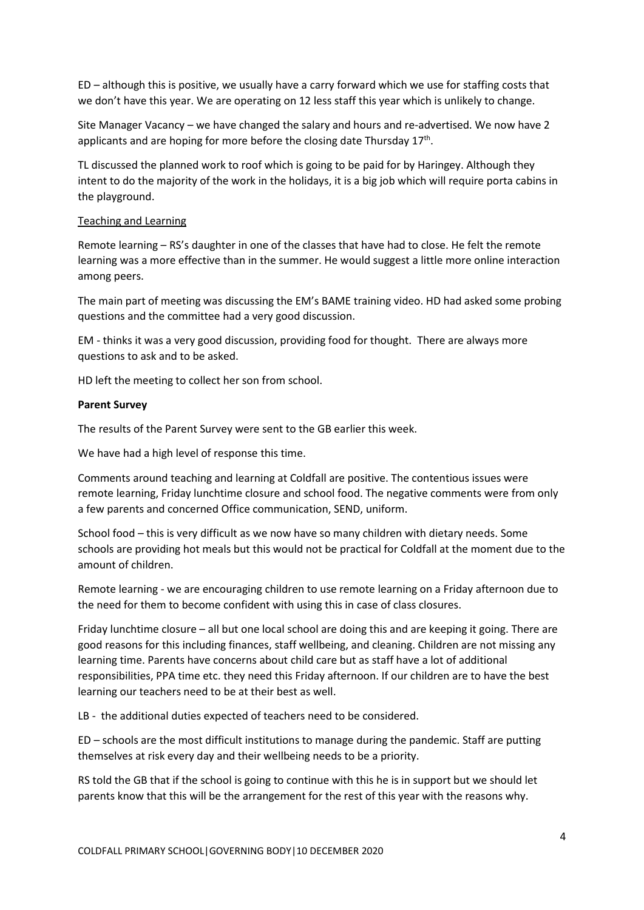ED – although this is positive, we usually have a carry forward which we use for staffing costs that we don't have this year. We are operating on 12 less staff this year which is unlikely to change.

Site Manager Vacancy – we have changed the salary and hours and re-advertised. We now have 2 applicants and are hoping for more before the closing date Thursday 17th.

TL discussed the planned work to roof which is going to be paid for by Haringey. Although they intent to do the majority of the work in the holidays, it is a big job which will require porta cabins in the playground.

Teaching and Learning

Remote learning – RS's daughter in one of the classes that have had to close. He felt the remote learning was a more effective than in the summer. He would suggest a little more online interaction among peers.

The main part of meeting was discussing the EM's BAME training video. HD had asked some probing questions and the committee had a very good discussion.

EM - thinks it was a very good discussion, providing food for thought. There are always more questions to ask and to be asked.

HD left the meeting to collect her son from school.

**Parent Survey**

The results of the Parent Survey were sent to the GB earlier this week.

We have had a high level of response this time.

Comments around teaching and learning at Coldfall are positive. The contentious issues were remote learning, Friday lunchtime closure and school food. The negative comments were from only a few parents and concerned Office communication, SEND, uniform.

School food – this is very difficult as we now have so many children with dietary needs. Some schools are providing hot meals but this would not be practical for Coldfall at the moment due to the amount of children.

Remote learning - we are encouraging children to use remote learning on a Friday afternoon due to the need for them to become confident with using this in case of class closures.

Friday lunchtime closure – all but one local school are doing this and are keeping it going. There are good reasons for this including finances, staff wellbeing, and cleaning. Children are not missing any learning time. Parents have concerns about child care but as staff have a lot of additional responsibilities, PPA time etc. they need this Friday afternoon. If our children are to have the best learning our teachers need to be at their best as well.

LB - the additional duties expected of teachers need to be considered.

ED – schools are the most difficult institutions to manage during the pandemic. Staff are putting themselves at risk every day and their wellbeing needs to be a priority.

RS told the GB that if the school is going to continue with this he is in support but we should let parents know that this will be the arrangement for the rest of this year with the reasons why.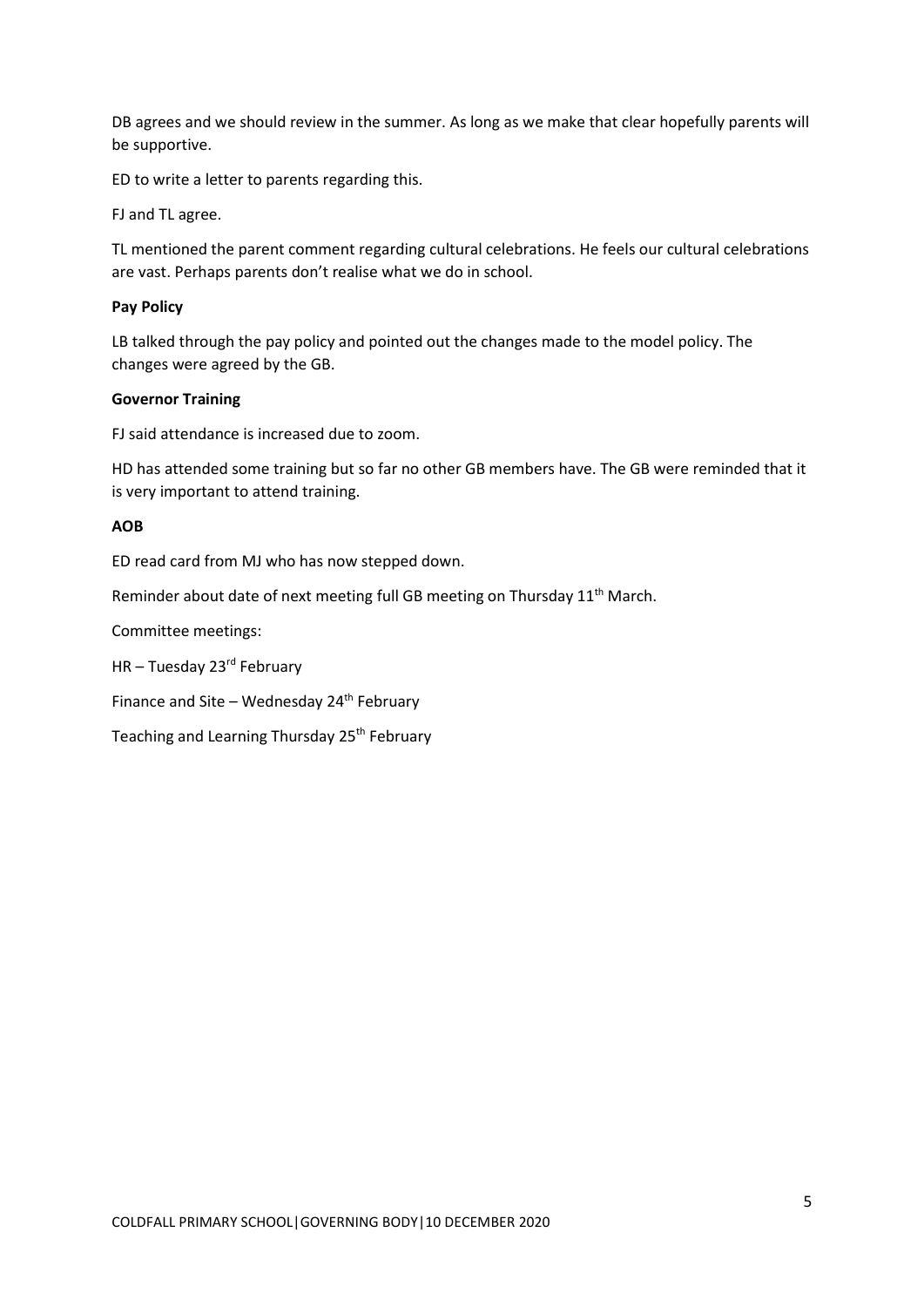DB agrees and we should review in the summer. As long as we make that clear hopefully parents will be supportive.

ED to write a letter to parents regarding this.

FJ and TL agree.

TL mentioned the parent comment regarding cultural celebrations. He feels our cultural celebrations are vast. Perhaps parents don't realise what we do in school.

**Pay Policy**

LB talked through the pay policy and pointed out the changes made to the model policy. The changes were agreed by the GB.

**Governor Training**

FJ said attendance is increased due to zoom.

HD has attended some training but so far no other GB members have. The GB were reminded that it is very important to attend training.

**AOB**

ED read card from MJ who has now stepped down.

Reminder about date of next meeting full GB meeting on Thursday 11th March.

Committee meetings:

HR – Tuesday 23rd February

Finance and Site – Wednesday 24th February

Teaching and Learning Thursday 25th February